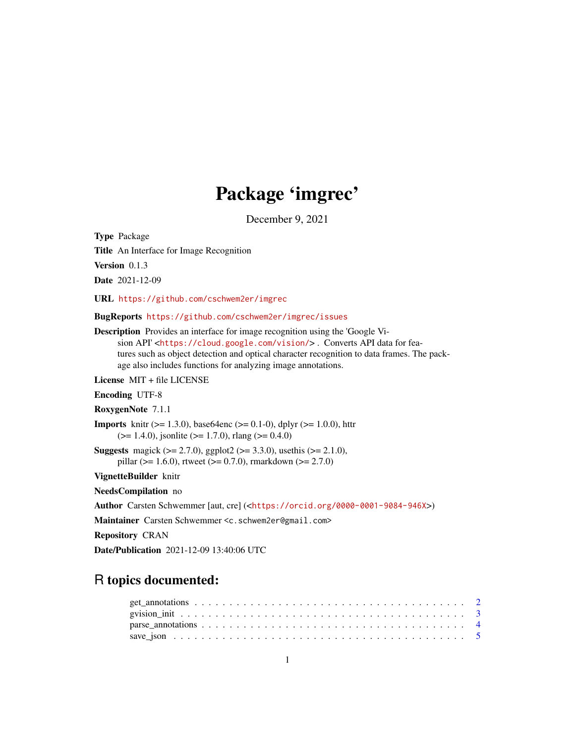# Package 'imgrec'

December 9, 2021

**Type** Package

**Title** An Interface for Image Recognition

**Version** 0.1.3

**Date** 2021-12-09

**URL** https://github.com/cschwem2er/imgrec

**BugReports** https://github.com/cschwem2er/imgrec/issues

**Description** Provides an interface for image recognition using the 'Google Vision API' <https://cloud.google.com/vision/> . Converts API data for features such as object detection and optical character recognition to data frames. The package also includes functions for analyzing image annotations.

**License** MIT + file LICENSE

**Encoding** UTF-8

**RoxygenNote** 7.1.1

**Imports** knitr (>= 1.3.0), base64enc (>= 0.1-0), dplyr (>= 1.0.0), httr (>= 1.4.0), jsonlite (>= 1.7.0), rlang (>= 0.4.0)

**Suggests** magick (>= 2.7.0), ggplot2 (>= 3.3.0), usethis (>= 2.1.0), pillar (>= 1.6.0), rtweet (>= 0.7.0), rmarkdown (>= 2.7.0)

**VignetteBuilder** knitr

**NeedsCompilation** no

**Author** Carsten Schwemmer [aut, cre] (<https://orcid.org/0000-0001-9084-946X>)

**Maintainer** Carsten Schwemmer <c.schwem2er@gmail.com>

**Repository** CRAN

**Date/Publication** 2021-12-09 13:40:06 UTC

## R topics documented:

get_annotations . . . . . . . . . . . . . . . . . . . . . . . . . . . . . . . . . . . . . 2
gvision_init . . . . . . . . . . . . . . . . . . . . . . . . . . . . . . . . . . . . . . . 3
parse_annotations . . . . . . . . . . . . . . . . . . . . . . . . . . . . . . . . . . . . 4
save_json . . . . . . . . . . . . . . . . . . . . . . . . . . . . . . . . . . . . . . . . 5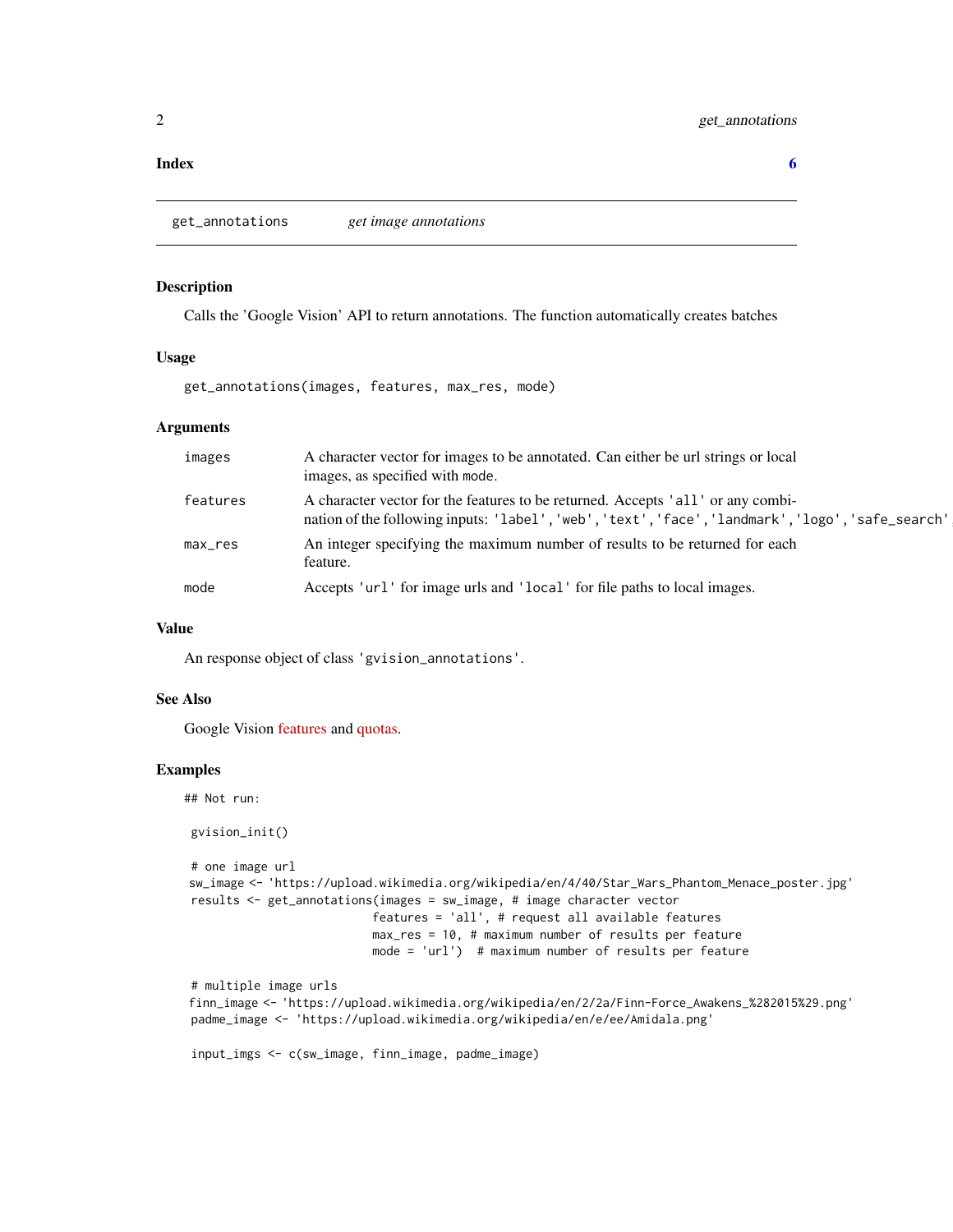**Index** 6

---

`get_annotations` *get image annotations*

---

## Description

Calls the 'Google Vision' API to return annotations. The function automatically creates batches

## Usage

```
get_annotations(images, features, max_res, mode)
```

## Arguments

| | |
|---|---|
| `images` | A character vector for images to be annotated. Can either be url strings or local images, as specified with `mode`. |
| `features` | A character vector for the features to be returned. Accepts `'all'` or any combination of the following inputs: `'label'`,`'web'`,`'text'`,`'face'`,`'landmark'`,`'logo'`,`'safe_search'` |
| `max_res` | An integer specifying the maximum number of results to be returned for each feature. |
| `mode` | Accepts `'url'` for image urls and `'local'` for file paths to local images. |

## Value

An response object of class `'gvision_annotations'`.

## See Also

Google Vision features and quotas.

## Examples

```
## Not run:

 gvision_init()

 # one image url
 sw_image <- 'https://upload.wikimedia.org/wikipedia/en/4/40/Star_Wars_Phantom_Menace_poster.jpg'
 results <- get_annotations(images = sw_image, # image character vector
                           features = 'all', # request all available features
                           max_res = 10, # maximum number of results per feature
                           mode = 'url')  # maximum number of results per feature

 # multiple image urls
 finn_image <- 'https://upload.wikimedia.org/wikipedia/en/2/2a/Finn-Force_Awakens_%282015%29.png'
 padme_image <- 'https://upload.wikimedia.org/wikipedia/en/e/ee/Amidala.png'

 input_imgs <- c(sw_image, finn_image, padme_image)
```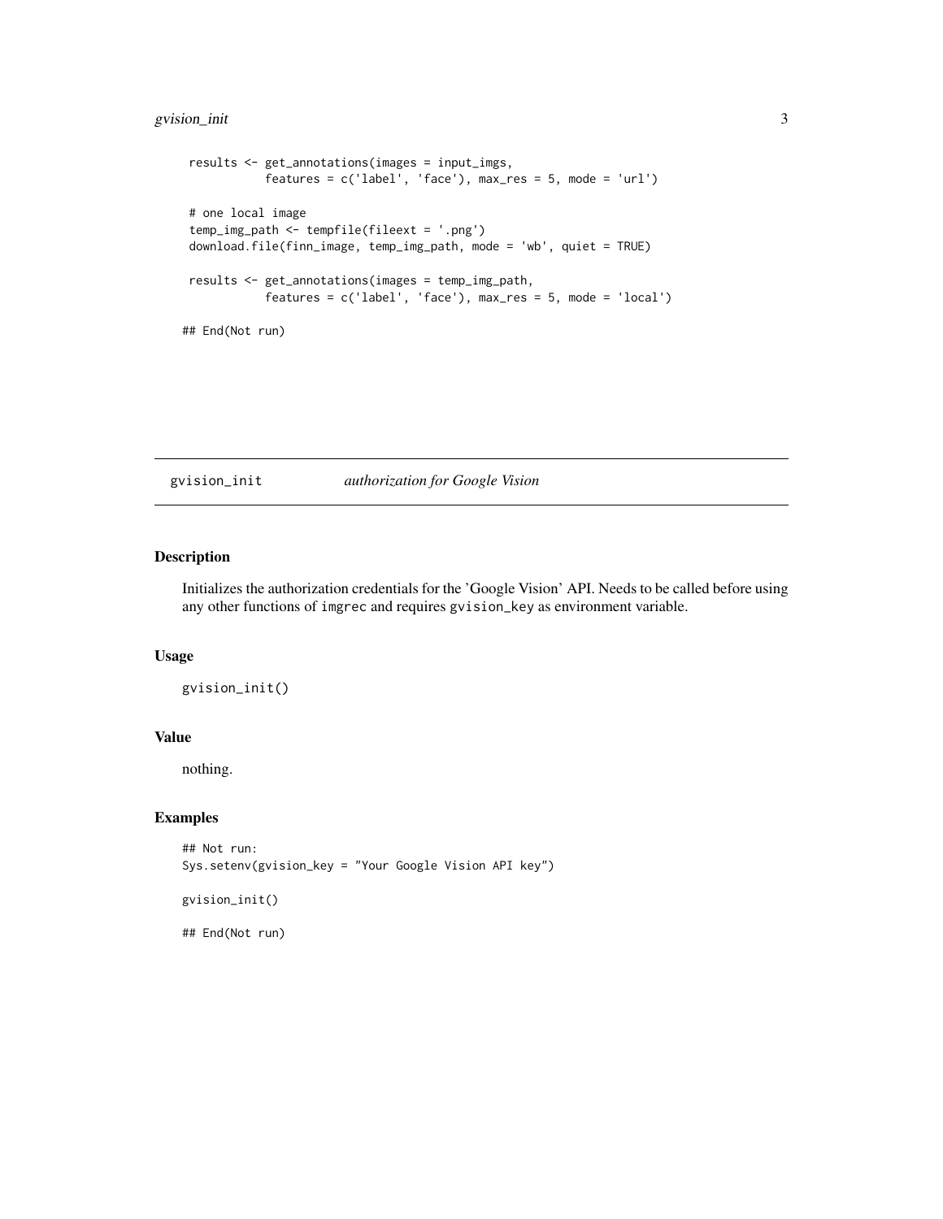```
 results <- get_annotations(images = input_imgs,
            features = c('label', 'face'), max_res = 5, mode = 'url')

 # one local image
 temp_img_path <- tempfile(fileext = '.png')
 download.file(finn_image, temp_img_path, mode = 'wb', quiet = TRUE)

 results <- get_annotations(images = temp_img_path,
            features = c('label', 'face'), max_res = 5, mode = 'local')

## End(Not run)
```

## gvision_init *authorization for Google Vision*

### Description

Initializes the authorization credentials for the 'Google Vision' API. Needs to be called before using any other functions of `imgrec` and requires `gvision_key` as environment variable.

### Usage

```
gvision_init()
```

### Value

nothing.

### Examples

```
## Not run:
Sys.setenv(gvision_key = "Your Google Vision API key")

gvision_init()

## End(Not run)
```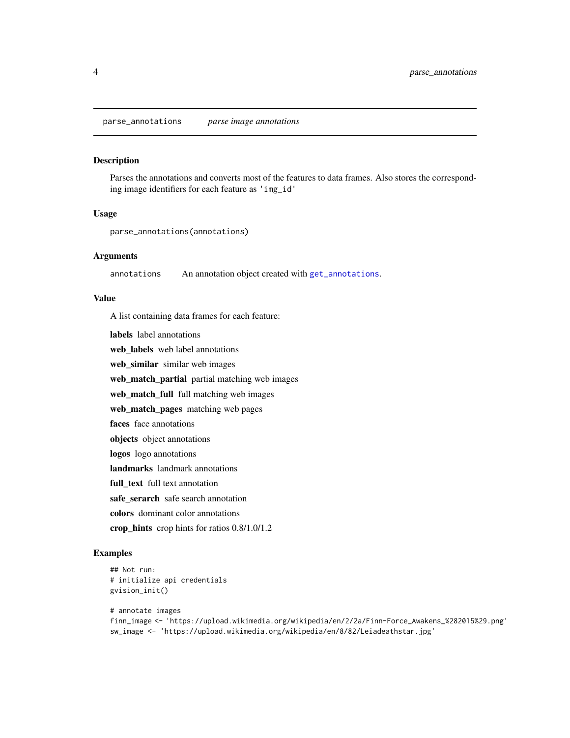`parse_annotations` *parse image annotations*

### Description

Parses the annotations and converts most of the features to data frames. Also stores the corresponding image identifiers for each feature as `'img_id'`

### Usage

```
parse_annotations(annotations)
```

### Arguments

| | |
|---|---|
| `annotations` | An annotation object created with `get_annotations`. |

### Value

A list containing data frames for each feature:

- **labels** label annotations
- **web_labels** web label annotations
- **web_similar** similar web images
- **web_match_partial** partial matching web images
- **web_match_full** full matching web images
- **web_match_pages** matching web pages
- **faces** face annotations
- **objects** object annotations
- **logos** logo annotations
- **landmarks** landmark annotations
- **full_text** full text annotation
- **safe_serarch** safe search annotation
- **colors** dominant color annotations
- **crop_hints** crop hints for ratios 0.8/1.0/1.2

### Examples

```
## Not run:
# initialize api credentials
gvision_init()

# annotate images
finn_image <- 'https://upload.wikimedia.org/wikipedia/en/2/2a/Finn-Force_Awakens_%282015%29.png'
sw_image <- 'https://upload.wikimedia.org/wikipedia/en/8/82/Leiadeathstar.jpg'
```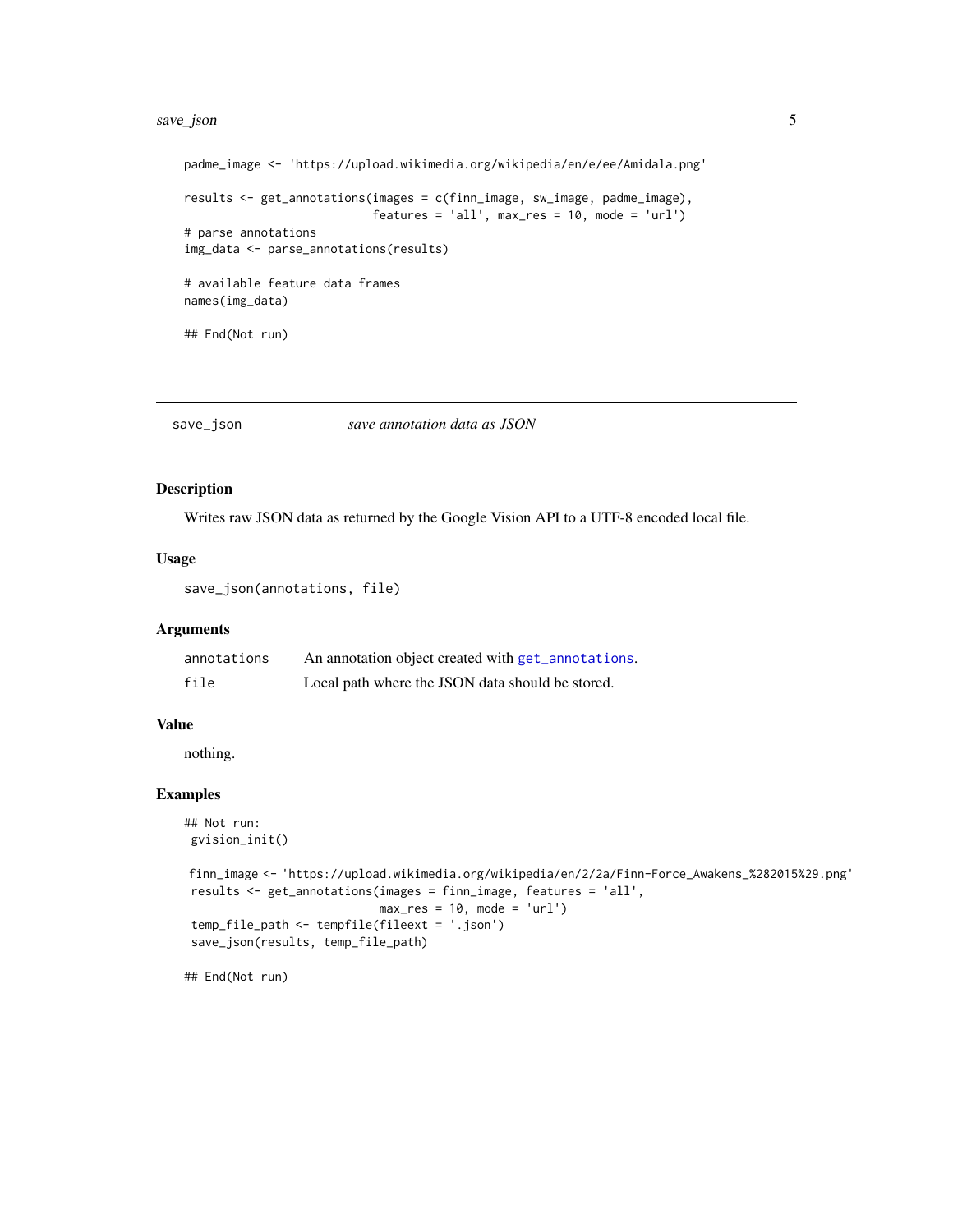```
padme_image <- 'https://upload.wikimedia.org/wikipedia/en/e/ee/Amidala.png'

results <- get_annotations(images = c(finn_image, sw_image, padme_image),
                           features = 'all', max_res = 10, mode = 'url')
# parse annotations
img_data <- parse_annotations(results)

# available feature data frames
names(img_data)

## End(Not run)
```

## save_json *save annotation data as JSON*

### Description

Writes raw JSON data as returned by the Google Vision API to a UTF-8 encoded local file.

### Usage

```
save_json(annotations, file)
```

### Arguments

| | |
|---|---|
| annotations | An annotation object created with get_annotations. |
| file | Local path where the JSON data should be stored. |

### Value

nothing.

### Examples

```
## Not run:
 gvision_init()

 finn_image <- 'https://upload.wikimedia.org/wikipedia/en/2/2a/Finn-Force_Awakens_%282015%29.png'
 results <- get_annotations(images = finn_image, features = 'all',
                            max_res = 10, mode = 'url')
 temp_file_path <- tempfile(fileext = '.json')
 save_json(results, temp_file_path)

## End(Not run)
```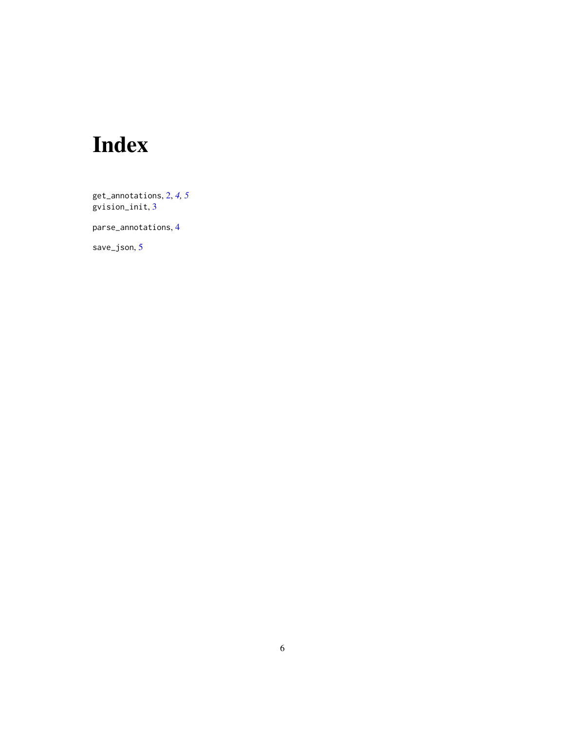# Index

get_annotations, 2, *4, 5*
gvision_init, 3

parse_annotations, 4

save_json, 5